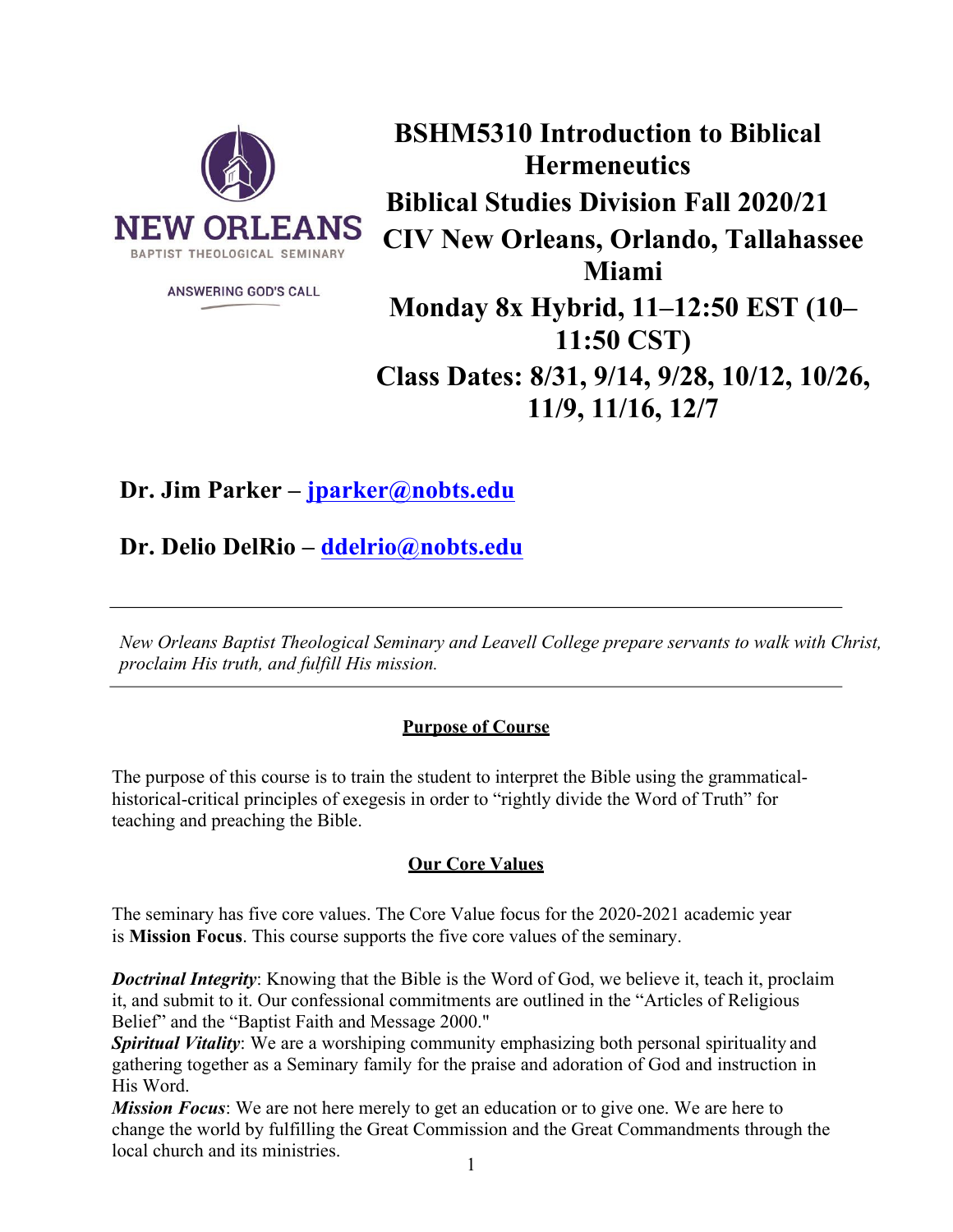NEW ORLEANS BAPTIST THEOLOGICAL SEMINARY

ANSWERING GOD'S CALL

# BSHM5310 Introduction to Biblical Hermeneutics

## Biblical Studies Division Fall 2020/21

## CIV New Orleans, Orlando, Tallahassee Miami

## Monday 8x Hybrid, 11–12:50 EST (10–11:50 CST)

## Class Dates: 8/31, 9/14, 9/28, 10/12, 10/26, 11/9, 11/16, 12/7

**Dr. Jim Parker – jparker@nobts.edu**

**Dr. Delio DelRio – ddelrio@nobts.edu**

---

*New Orleans Baptist Theological Seminary and Leavell College prepare servants to walk with Christ, proclaim His truth, and fulfill His mission.*

---

### Purpose of Course

The purpose of this course is to train the student to interpret the Bible using the grammatical-historical-critical principles of exegesis in order to "rightly divide the Word of Truth" for teaching and preaching the Bible.

### Our Core Values

The seminary has five core values. The Core Value focus for the 2020-2021 academic year is **Mission Focus**. This course supports the five core values of the seminary.

***Doctrinal Integrity***: Knowing that the Bible is the Word of God, we believe it, teach it, proclaim it, and submit to it. Our confessional commitments are outlined in the "Articles of Religious Belief" and the "Baptist Faith and Message 2000."
***Spiritual Vitality***: We are a worshiping community emphasizing both personal spirituality and gathering together as a Seminary family for the praise and adoration of God and instruction in His Word.
***Mission Focus***: We are not here merely to get an education or to give one. We are here to change the world by fulfilling the Great Commission and the Great Commandments through the local church and its ministries.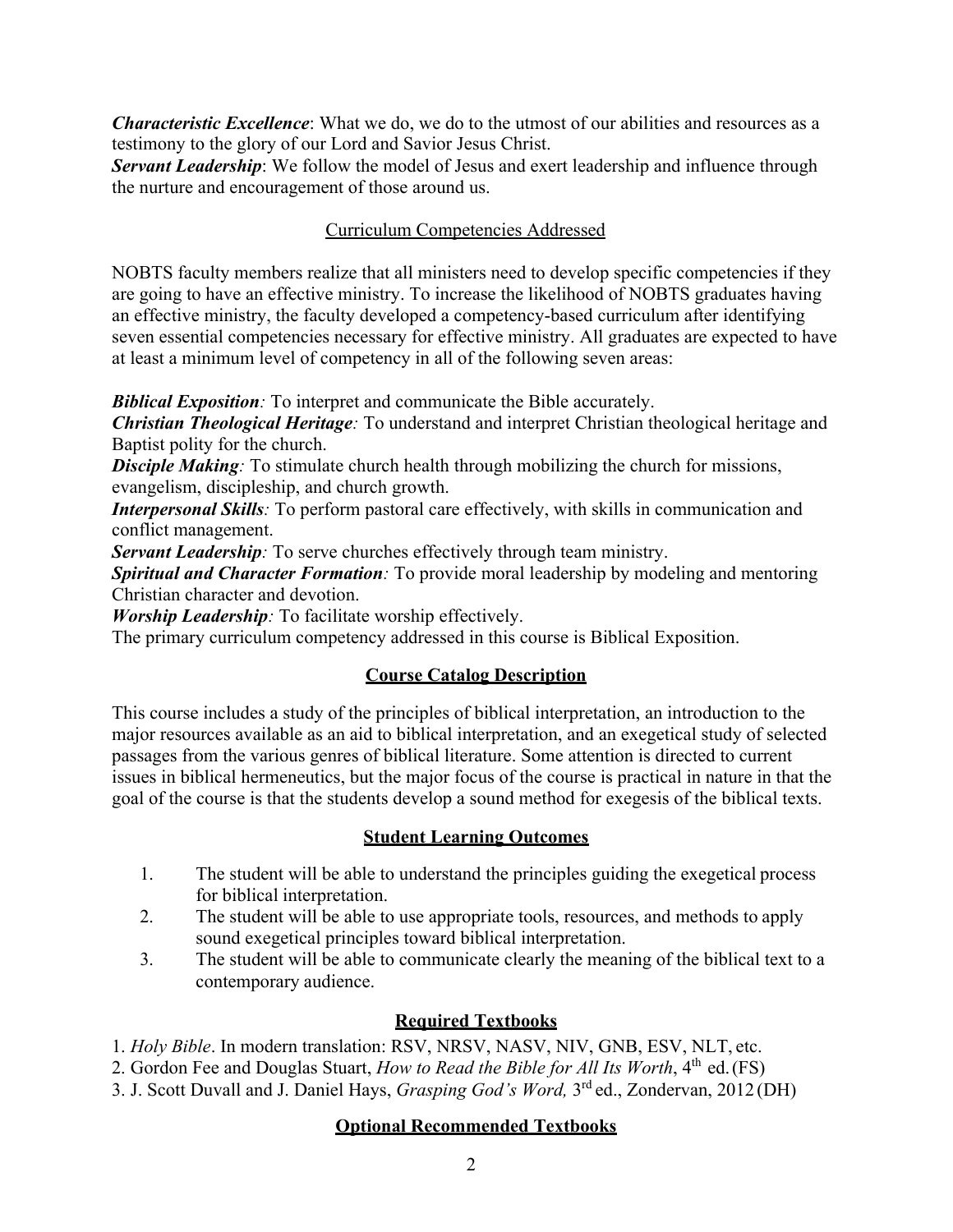***Characteristic Excellence***: What we do, we do to the utmost of our abilities and resources as a testimony to the glory of our Lord and Savior Jesus Christ.
***Servant Leadership***: We follow the model of Jesus and exert leadership and influence through the nurture and encouragement of those around us.

## Curriculum Competencies Addressed

NOBTS faculty members realize that all ministers need to develop specific competencies if they are going to have an effective ministry. To increase the likelihood of NOBTS graduates having an effective ministry, the faculty developed a competency-based curriculum after identifying seven essential competencies necessary for effective ministry. All graduates are expected to have at least a minimum level of competency in all of the following seven areas:

***Biblical Exposition****:* To interpret and communicate the Bible accurately.
***Christian Theological Heritage****:* To understand and interpret Christian theological heritage and Baptist polity for the church.
***Disciple Making****:* To stimulate church health through mobilizing the church for missions, evangelism, discipleship, and church growth.
***Interpersonal Skills****:* To perform pastoral care effectively, with skills in communication and conflict management.
***Servant Leadership****:* To serve churches effectively through team ministry.
***Spiritual and Character Formation****:* To provide moral leadership by modeling and mentoring Christian character and devotion.
***Worship Leadership****:* To facilitate worship effectively.
The primary curriculum competency addressed in this course is Biblical Exposition.

## Course Catalog Description

This course includes a study of the principles of biblical interpretation, an introduction to the major resources available as an aid to biblical interpretation, and an exegetical study of selected passages from the various genres of biblical literature. Some attention is directed to current issues in biblical hermeneutics, but the major focus of the course is practical in nature in that the goal of the course is that the students develop a sound method for exegesis of the biblical texts.

## Student Learning Outcomes

1. The student will be able to understand the principles guiding the exegetical process for biblical interpretation.
2. The student will be able to use appropriate tools, resources, and methods to apply sound exegetical principles toward biblical interpretation.
3. The student will be able to communicate clearly the meaning of the biblical text to a contemporary audience.

## Required Textbooks

1. *Holy Bible*. In modern translation: RSV, NRSV, NASV, NIV, GNB, ESV, NLT, etc.
2. Gordon Fee and Douglas Stuart, *How to Read the Bible for All Its Worth*, 4th ed. (FS)
3. J. Scott Duvall and J. Daniel Hays, *Grasping God's Word,* 3rd ed., Zondervan, 2012 (DH)

## Optional Recommended Textbooks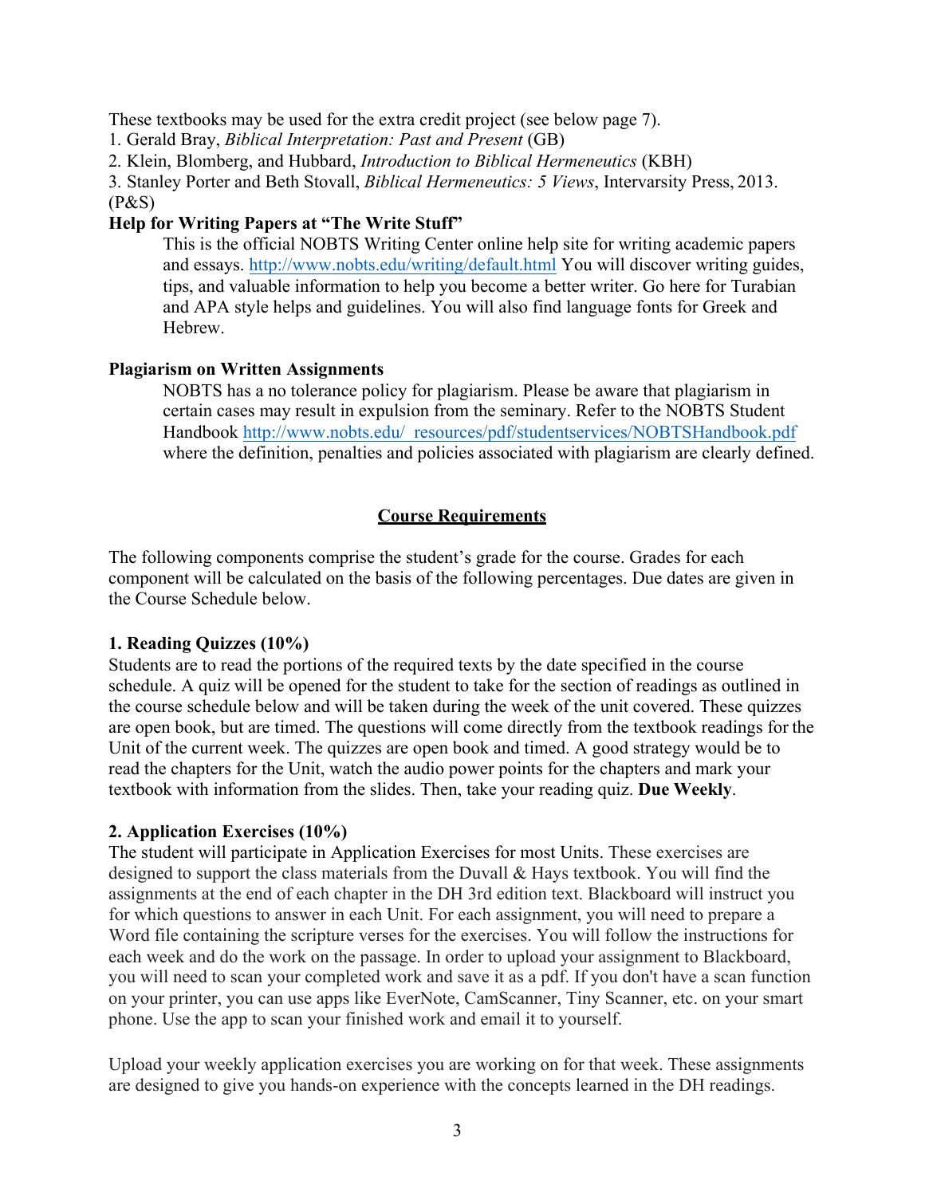These textbooks may be used for the extra credit project (see below page 7).

1. Gerald Bray, *Biblical Interpretation: Past and Present* (GB)
2. Klein, Blomberg, and Hubbard, *Introduction to Biblical Hermeneutics* (KBH)
3. Stanley Porter and Beth Stovall, *Biblical Hermeneutics: 5 Views*, Intervarsity Press, 2013. (P&S)

**Help for Writing Papers at "The Write Stuff"**

This is the official NOBTS Writing Center online help site for writing academic papers and essays. http://www.nobts.edu/writing/default.html You will discover writing guides, tips, and valuable information to help you become a better writer. Go here for Turabian and APA style helps and guidelines. You will also find language fonts for Greek and Hebrew.

**Plagiarism on Written Assignments**

NOBTS has a no tolerance policy for plagiarism. Please be aware that plagiarism in certain cases may result in expulsion from the seminary. Refer to the NOBTS Student Handbook http://www.nobts.edu/_resources/pdf/studentservices/NOBTSHandbook.pdf where the definition, penalties and policies associated with plagiarism are clearly defined.

## Course Requirements

The following components comprise the student's grade for the course. Grades for each component will be calculated on the basis of the following percentages. Due dates are given in the Course Schedule below.

**1. Reading Quizzes (10%)**

Students are to read the portions of the required texts by the date specified in the course schedule. A quiz will be opened for the student to take for the section of readings as outlined in the course schedule below and will be taken during the week of the unit covered. These quizzes are open book, but are timed. The questions will come directly from the textbook readings for the Unit of the current week. The quizzes are open book and timed. A good strategy would be to read the chapters for the Unit, watch the audio power points for the chapters and mark your textbook with information from the slides. Then, take your reading quiz. **Due Weekly**.

**2. Application Exercises (10%)**

The student will participate in Application Exercises for most Units. These exercises are designed to support the class materials from the Duvall & Hays textbook. You will find the assignments at the end of each chapter in the DH 3rd edition text. Blackboard will instruct you for which questions to answer in each Unit. For each assignment, you will need to prepare a Word file containing the scripture verses for the exercises. You will follow the instructions for each week and do the work on the passage. In order to upload your assignment to Blackboard, you will need to scan your completed work and save it as a pdf. If you don't have a scan function on your printer, you can use apps like EverNote, CamScanner, Tiny Scanner, etc. on your smart phone. Use the app to scan your finished work and email it to yourself.

Upload your weekly application exercises you are working on for that week. These assignments are designed to give you hands-on experience with the concepts learned in the DH readings.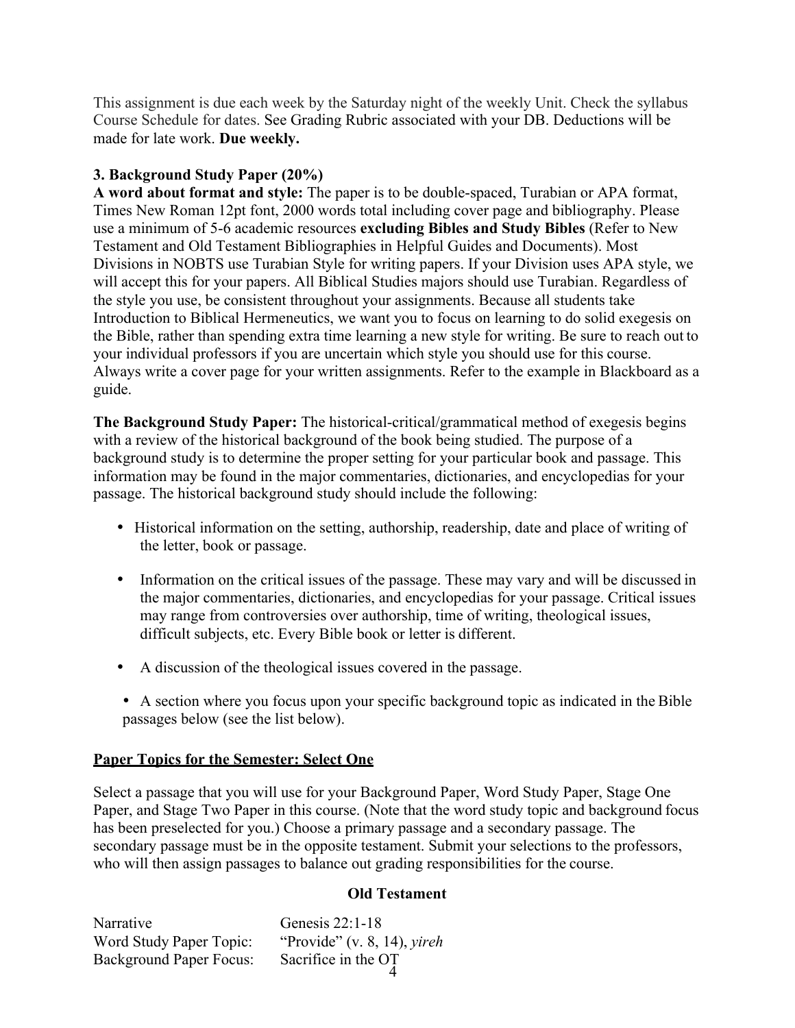This assignment is due each week by the Saturday night of the weekly Unit. Check the syllabus Course Schedule for dates. See Grading Rubric associated with your DB. Deductions will be made for late work. **Due weekly.**

### 3. Background Study Paper (20%)

**A word about format and style:** The paper is to be double-spaced, Turabian or APA format, Times New Roman 12pt font, 2000 words total including cover page and bibliography. Please use a minimum of 5-6 academic resources **excluding Bibles and Study Bibles** (Refer to New Testament and Old Testament Bibliographies in Helpful Guides and Documents). Most Divisions in NOBTS use Turabian Style for writing papers. If your Division uses APA style, we will accept this for your papers. All Biblical Studies majors should use Turabian. Regardless of the style you use, be consistent throughout your assignments. Because all students take Introduction to Biblical Hermeneutics, we want you to focus on learning to do solid exegesis on the Bible, rather than spending extra time learning a new style for writing. Be sure to reach out to your individual professors if you are uncertain which style you should use for this course. Always write a cover page for your written assignments. Refer to the example in Blackboard as a guide.

**The Background Study Paper:** The historical-critical/grammatical method of exegesis begins with a review of the historical background of the book being studied. The purpose of a background study is to determine the proper setting for your particular book and passage. This information may be found in the major commentaries, dictionaries, and encyclopedias for your passage. The historical background study should include the following:

- Historical information on the setting, authorship, readership, date and place of writing of the letter, book or passage.
- Information on the critical issues of the passage. These may vary and will be discussed in the major commentaries, dictionaries, and encyclopedias for your passage. Critical issues may range from controversies over authorship, time of writing, theological issues, difficult subjects, etc. Every Bible book or letter is different.
- A discussion of the theological issues covered in the passage.
- A section where you focus upon your specific background topic as indicated in the Bible passages below (see the list below).

### Paper Topics for the Semester: Select One

Select a passage that you will use for your Background Paper, Word Study Paper, Stage One Paper, and Stage Two Paper in this course. (Note that the word study topic and background focus has been preselected for you.) Choose a primary passage and a secondary passage. The secondary passage must be in the opposite testament. Submit your selections to the professors, who will then assign passages to balance out grading responsibilities for the course.

**Old Testament**

| | |
|---|---|
| Narrative | Genesis 22:1-18 |
| Word Study Paper Topic: | "Provide" (v. 8, 14), *yireh* |
| Background Paper Focus: | Sacrifice in the OT |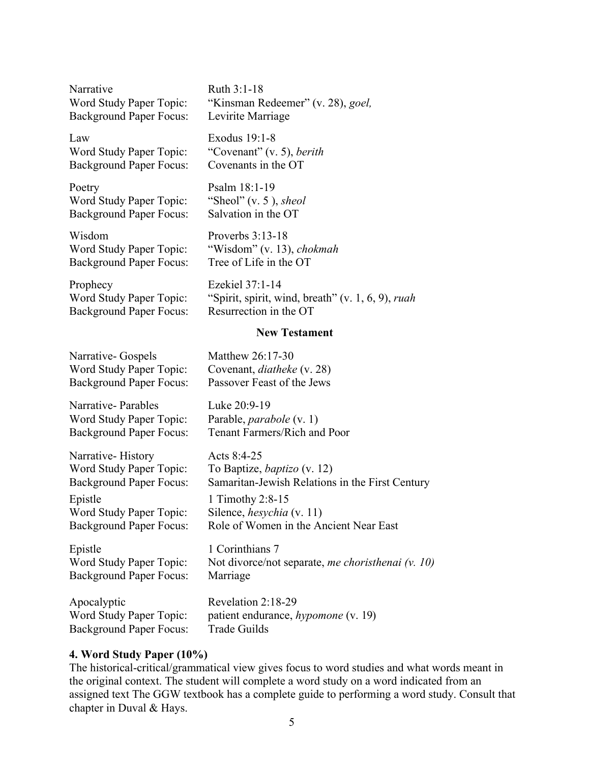Narrative Ruth 3:1-18
Word Study Paper Topic: "Kinsman Redeemer" (v. 28), *goel,*
Background Paper Focus: Levirite Marriage

Law Exodus 19:1-8
Word Study Paper Topic: "Covenant" (v. 5), *berith*
Background Paper Focus: Covenants in the OT

Poetry Psalm 18:1-19
Word Study Paper Topic: "Sheol" (v. 5 ), *sheol*
Background Paper Focus: Salvation in the OT

Wisdom Proverbs 3:13-18
Word Study Paper Topic: "Wisdom" (v. 13), *chokmah*
Background Paper Focus: Tree of Life in the OT

Prophecy Ezekiel 37:1-14
Word Study Paper Topic: "Spirit, spirit, wind, breath" (v. 1, 6, 9), *ruah*
Background Paper Focus: Resurrection in the OT

**New Testament**

Narrative- Gospels Matthew 26:17-30
Word Study Paper Topic: Covenant, *diatheke* (v. 28)
Background Paper Focus: Passover Feast of the Jews

Narrative- Parables Luke 20:9-19
Word Study Paper Topic: Parable, *parabole* (v. 1)
Background Paper Focus: Tenant Farmers/Rich and Poor

Narrative- History Acts 8:4-25
Word Study Paper Topic: To Baptize, *baptizo* (v. 12)
Background Paper Focus: Samaritan-Jewish Relations in the First Century

Epistle 1 Timothy 2:8-15
Word Study Paper Topic: Silence, *hesychia* (v. 11)
Background Paper Focus: Role of Women in the Ancient Near East

Epistle 1 Corinthians 7
Word Study Paper Topic: Not divorce/not separate, *me choristhenai (v. 10)*
Background Paper Focus: Marriage

Apocalyptic Revelation 2:18-29
Word Study Paper Topic: patient endurance, *hypomone* (v. 19)
Background Paper Focus: Trade Guilds

**4. Word Study Paper (10%)**

The historical-critical/grammatical view gives focus to word studies and what words meant in the original context. The student will complete a word study on a word indicated from an assigned text The GGW textbook has a complete guide to performing a word study. Consult that chapter in Duval & Hays.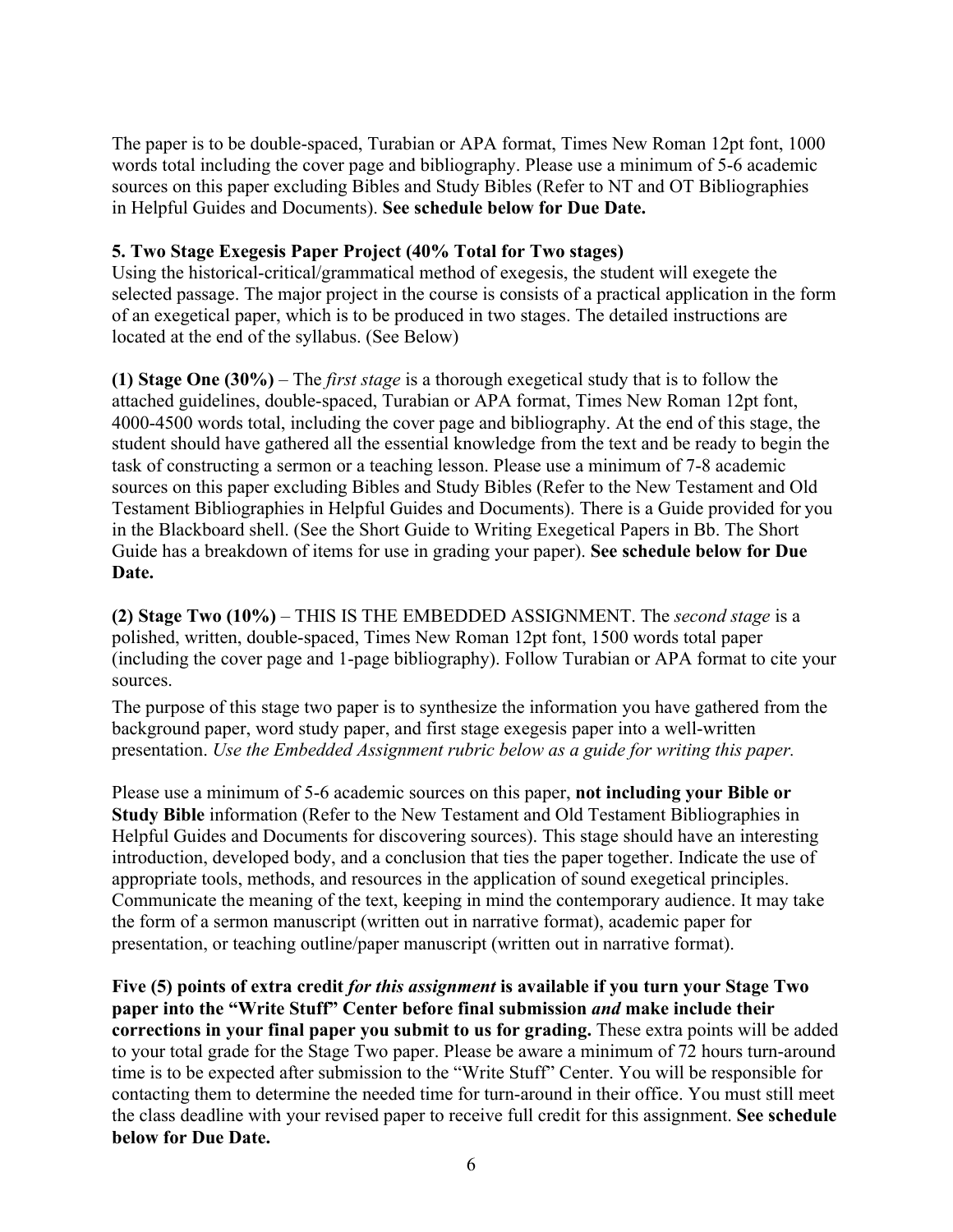The paper is to be double-spaced, Turabian or APA format, Times New Roman 12pt font, 1000 words total including the cover page and bibliography. Please use a minimum of 5-6 academic sources on this paper excluding Bibles and Study Bibles (Refer to NT and OT Bibliographies in Helpful Guides and Documents). **See schedule below for Due Date.**

**5. Two Stage Exegesis Paper Project (40% Total for Two stages)**

Using the historical-critical/grammatical method of exegesis, the student will exegete the selected passage. The major project in the course is consists of a practical application in the form of an exegetical paper, which is to be produced in two stages. The detailed instructions are located at the end of the syllabus. (See Below)

**(1) Stage One (30%)** – The *first stage* is a thorough exegetical study that is to follow the attached guidelines, double-spaced, Turabian or APA format, Times New Roman 12pt font, 4000-4500 words total, including the cover page and bibliography. At the end of this stage, the student should have gathered all the essential knowledge from the text and be ready to begin the task of constructing a sermon or a teaching lesson. Please use a minimum of 7-8 academic sources on this paper excluding Bibles and Study Bibles (Refer to the New Testament and Old Testament Bibliographies in Helpful Guides and Documents). There is a Guide provided for you in the Blackboard shell. (See the Short Guide to Writing Exegetical Papers in Bb. The Short Guide has a breakdown of items for use in grading your paper). **See schedule below for Due Date.**

**(2) Stage Two (10%)** – THIS IS THE EMBEDDED ASSIGNMENT. The *second stage* is a polished, written, double-spaced, Times New Roman 12pt font, 1500 words total paper (including the cover page and 1-page bibliography). Follow Turabian or APA format to cite your sources.

The purpose of this stage two paper is to synthesize the information you have gathered from the background paper, word study paper, and first stage exegesis paper into a well-written presentation. *Use the Embedded Assignment rubric below as a guide for writing this paper.*

Please use a minimum of 5-6 academic sources on this paper, **not including your Bible or Study Bible** information (Refer to the New Testament and Old Testament Bibliographies in Helpful Guides and Documents for discovering sources). This stage should have an interesting introduction, developed body, and a conclusion that ties the paper together. Indicate the use of appropriate tools, methods, and resources in the application of sound exegetical principles. Communicate the meaning of the text, keeping in mind the contemporary audience. It may take the form of a sermon manuscript (written out in narrative format), academic paper for presentation, or teaching outline/paper manuscript (written out in narrative format).

**Five (5) points of extra credit *for this assignment* is available if you turn your Stage Two paper into the "Write Stuff" Center before final submission *and* make include their corrections in your final paper you submit to us for grading.** These extra points will be added to your total grade for the Stage Two paper. Please be aware a minimum of 72 hours turn-around time is to be expected after submission to the "Write Stuff" Center. You will be responsible for contacting them to determine the needed time for turn-around in their office. You must still meet the class deadline with your revised paper to receive full credit for this assignment. **See schedule below for Due Date.**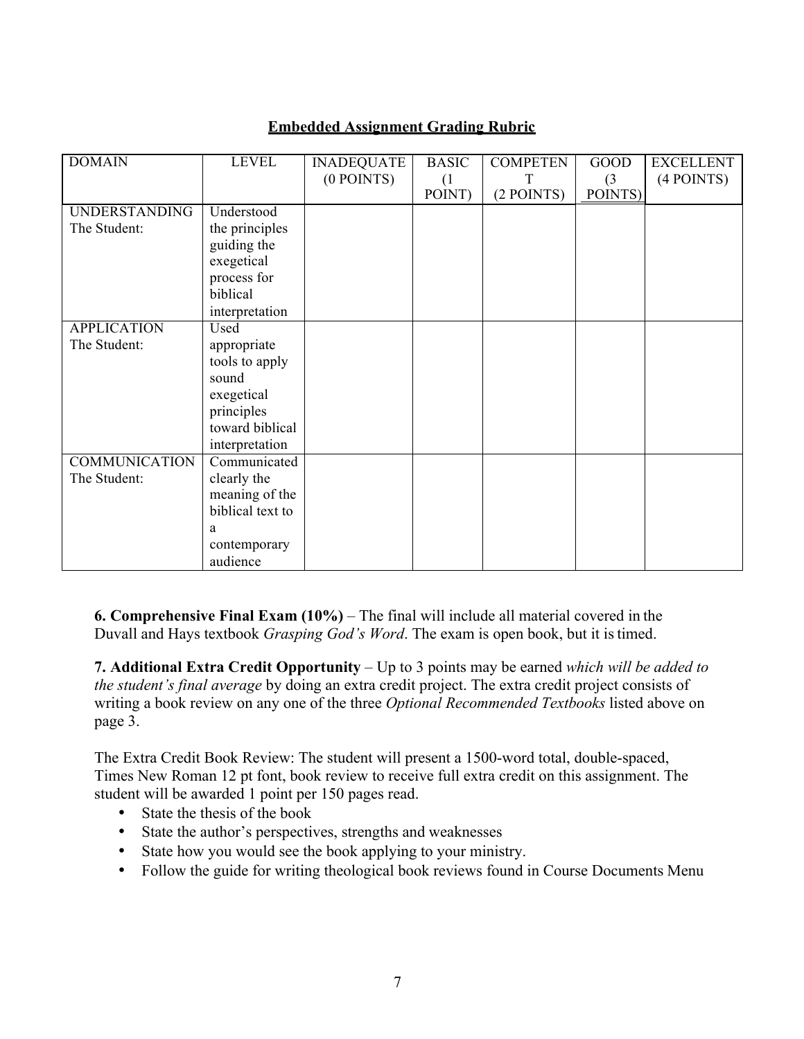**Embedded Assignment Grading Rubric**

| DOMAIN | LEVEL | INADEQUATE (0 POINTS) | BASIC (1 POINT) | COMPETENT (2 POINTS) | GOOD (3 POINTS) | EXCELLENT (4 POINTS) |
|---|---|---|---|---|---|---|
| UNDERSTANDING The Student: | Understood the principles guiding the exegetical process for biblical interpretation | | | | | |
| APPLICATION The Student: | Used appropriate tools to apply sound exegetical principles toward biblical interpretation | | | | | |
| COMMUNICATION The Student: | Communicated clearly the meaning of the biblical text to a contemporary audience | | | | | |

**6. Comprehensive Final Exam (10%)** – The final will include all material covered in the Duvall and Hays textbook *Grasping God's Word*. The exam is open book, but it is timed.

**7. Additional Extra Credit Opportunity** – Up to 3 points may be earned *which will be added to the student's final average* by doing an extra credit project. The extra credit project consists of writing a book review on any one of the three *Optional Recommended Textbooks* listed above on page 3.

The Extra Credit Book Review: The student will present a 1500-word total, double-spaced, Times New Roman 12 pt font, book review to receive full extra credit on this assignment. The student will be awarded 1 point per 150 pages read.

- State the thesis of the book
- State the author's perspectives, strengths and weaknesses
- State how you would see the book applying to your ministry.
- Follow the guide for writing theological book reviews found in Course Documents Menu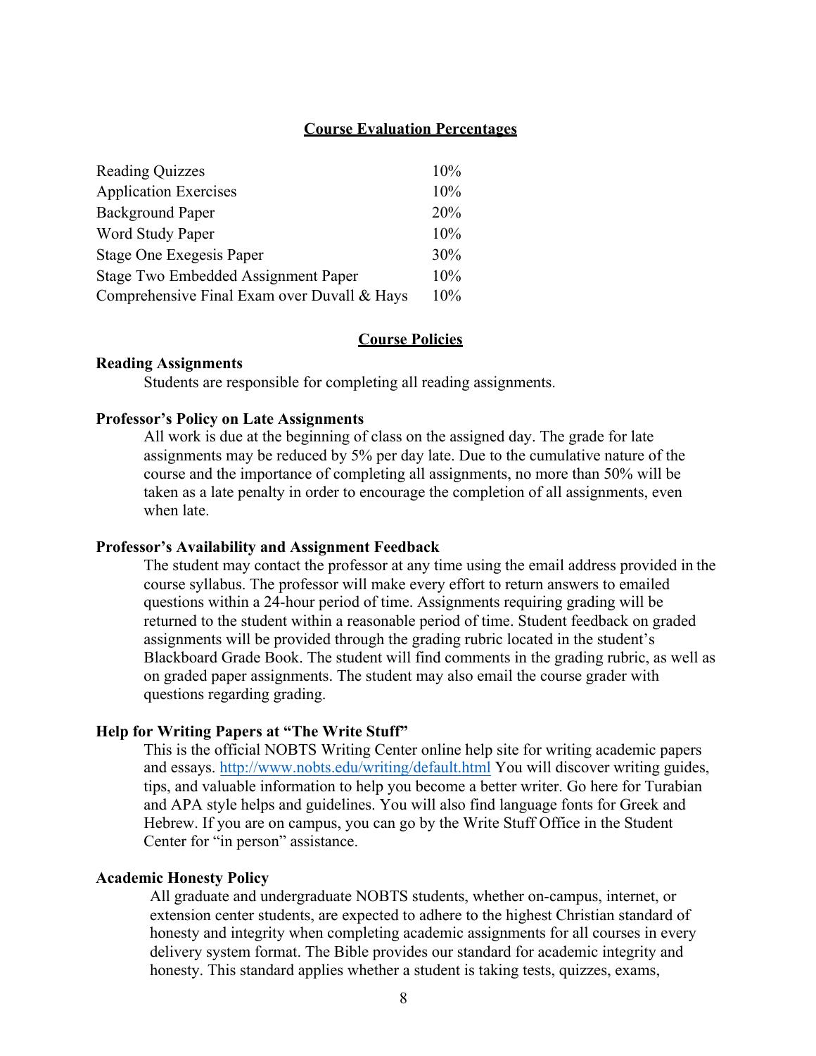## Course Evaluation Percentages

| | |
|---|---|
| Reading Quizzes | 10% |
| Application Exercises | 10% |
| Background Paper | 20% |
| Word Study Paper | 10% |
| Stage One Exegesis Paper | 30% |
| Stage Two Embedded Assignment Paper | 10% |
| Comprehensive Final Exam over Duvall & Hays | 10% |

## Course Policies

**Reading Assignments**

Students are responsible for completing all reading assignments.

**Professor's Policy on Late Assignments**

All work is due at the beginning of class on the assigned day. The grade for late assignments may be reduced by 5% per day late. Due to the cumulative nature of the course and the importance of completing all assignments, no more than 50% will be taken as a late penalty in order to encourage the completion of all assignments, even when late.

**Professor's Availability and Assignment Feedback**

The student may contact the professor at any time using the email address provided in the course syllabus. The professor will make every effort to return answers to emailed questions within a 24-hour period of time. Assignments requiring grading will be returned to the student within a reasonable period of time. Student feedback on graded assignments will be provided through the grading rubric located in the student's Blackboard Grade Book. The student will find comments in the grading rubric, as well as on graded paper assignments. The student may also email the course grader with questions regarding grading.

**Help for Writing Papers at "The Write Stuff"**

This is the official NOBTS Writing Center online help site for writing academic papers and essays. http://www.nobts.edu/writing/default.html You will discover writing guides, tips, and valuable information to help you become a better writer. Go here for Turabian and APA style helps and guidelines. You will also find language fonts for Greek and Hebrew. If you are on campus, you can go by the Write Stuff Office in the Student Center for "in person" assistance.

**Academic Honesty Policy**

All graduate and undergraduate NOBTS students, whether on-campus, internet, or extension center students, are expected to adhere to the highest Christian standard of honesty and integrity when completing academic assignments for all courses in every delivery system format. The Bible provides our standard for academic integrity and honesty. This standard applies whether a student is taking tests, quizzes, exams,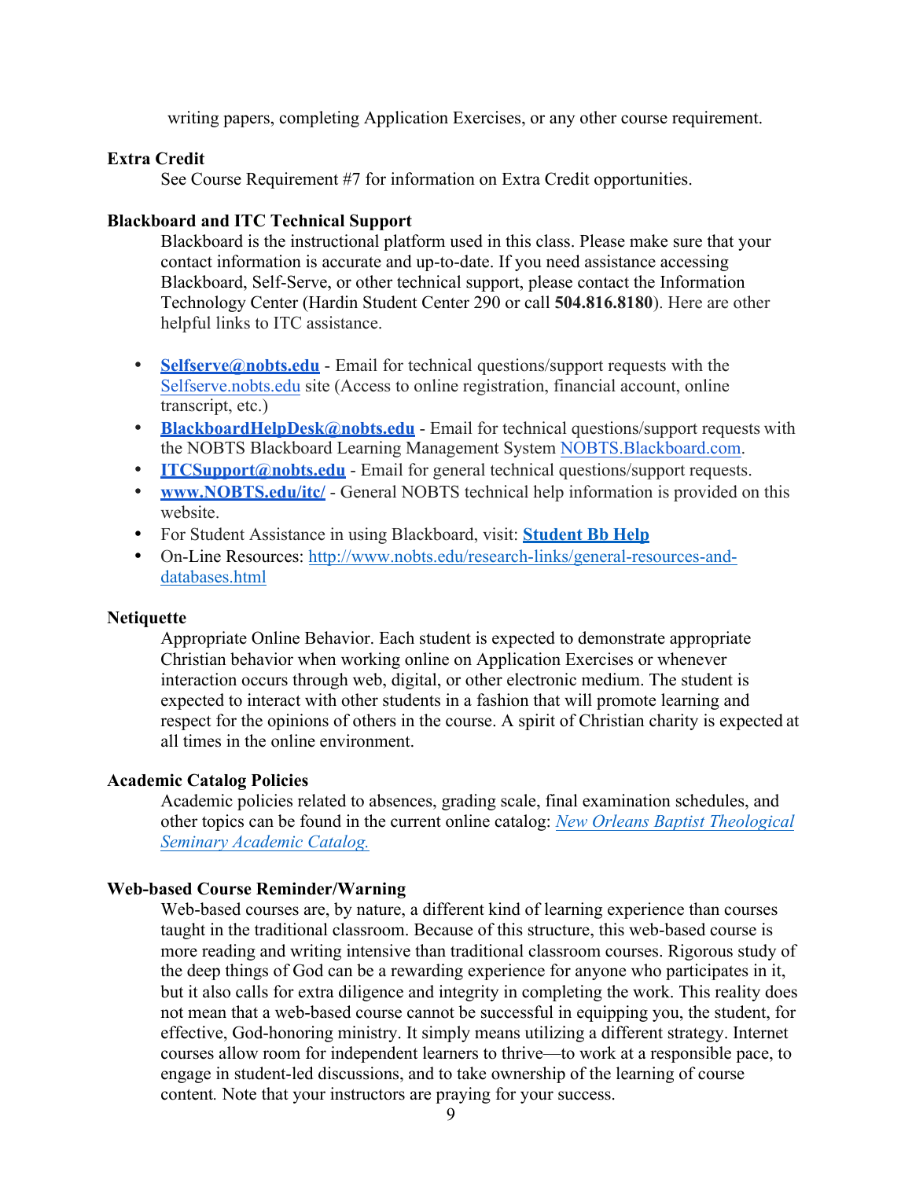writing papers, completing Application Exercises, or any other course requirement.

**Extra Credit**

See Course Requirement #7 for information on Extra Credit opportunities.

**Blackboard and ITC Technical Support**

Blackboard is the instructional platform used in this class. Please make sure that your contact information is accurate and up-to-date. If you need assistance accessing Blackboard, Self-Serve, or other technical support, please contact the Information Technology Center (Hardin Student Center 290 or call **504.816.8180**). Here are other helpful links to ITC assistance.

- **Selfserve@nobts.edu** - Email for technical questions/support requests with the Selfserve.nobts.edu site (Access to online registration, financial account, online transcript, etc.)
- **BlackboardHelpDesk@nobts.edu** - Email for technical questions/support requests with the NOBTS Blackboard Learning Management System NOBTS.Blackboard.com.
- **ITCSupport@nobts.edu** - Email for general technical questions/support requests.
- **www.NOBTS.edu/itc/** - General NOBTS technical help information is provided on this website.
- For Student Assistance in using Blackboard, visit: **Student Bb Help**
- On-Line Resources: http://www.nobts.edu/research-links/general-resources-and-databases.html

**Netiquette**

Appropriate Online Behavior. Each student is expected to demonstrate appropriate Christian behavior when working online on Application Exercises or whenever interaction occurs through web, digital, or other electronic medium. The student is expected to interact with other students in a fashion that will promote learning and respect for the opinions of others in the course. A spirit of Christian charity is expected at all times in the online environment.

**Academic Catalog Policies**

Academic policies related to absences, grading scale, final examination schedules, and other topics can be found in the current online catalog: *New Orleans Baptist Theological Seminary Academic Catalog.*

**Web-based Course Reminder/Warning**

Web-based courses are, by nature, a different kind of learning experience than courses taught in the traditional classroom. Because of this structure, this web-based course is more reading and writing intensive than traditional classroom courses. Rigorous study of the deep things of God can be a rewarding experience for anyone who participates in it, but it also calls for extra diligence and integrity in completing the work. This reality does not mean that a web-based course cannot be successful in equipping you, the student, for effective, God-honoring ministry. It simply means utilizing a different strategy. Internet courses allow room for independent learners to thrive—to work at a responsible pace, to engage in student-led discussions, and to take ownership of the learning of course content. Note that your instructors are praying for your success.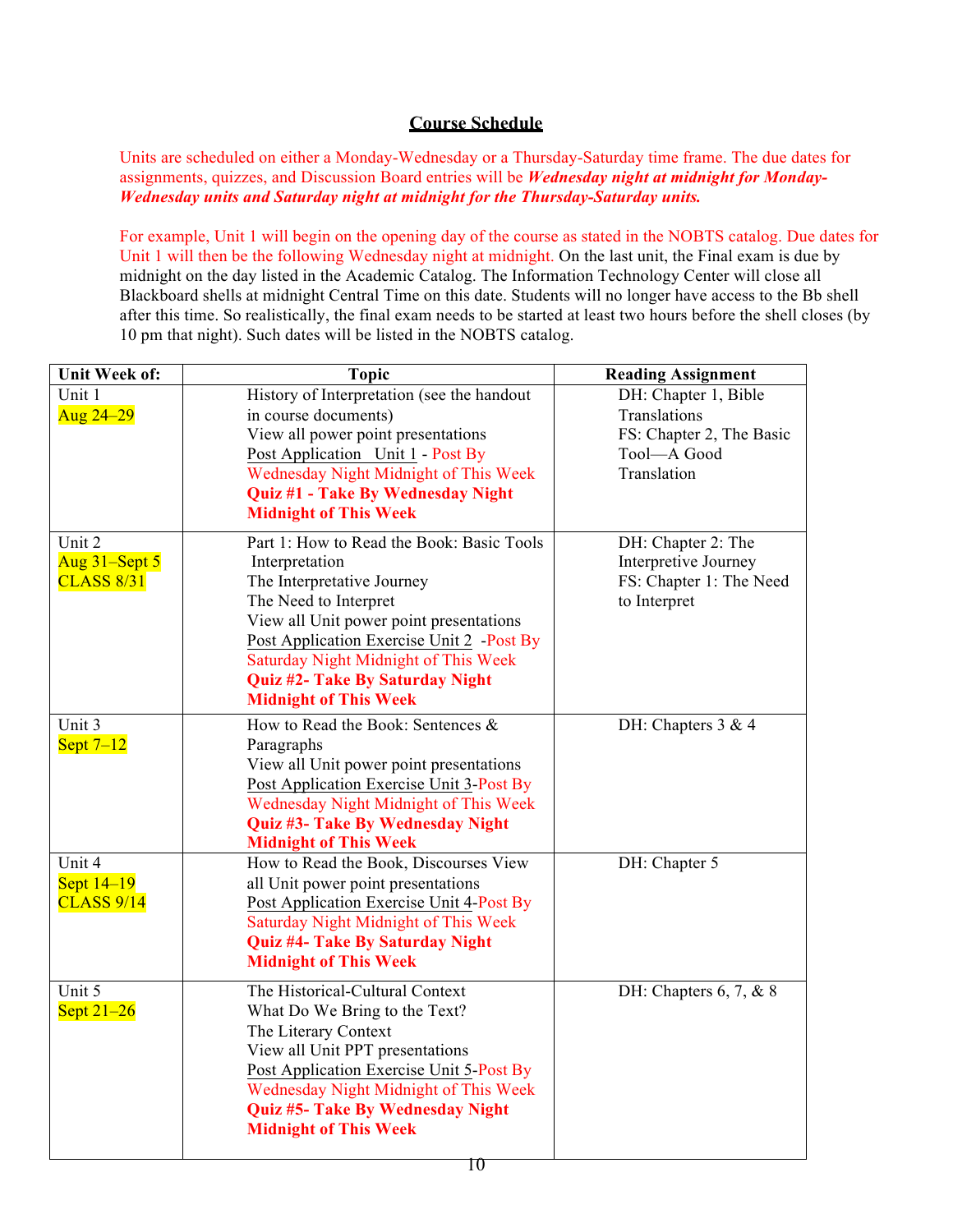## Course Schedule

Units are scheduled on either a Monday-Wednesday or a Thursday-Saturday time frame. The due dates for assignments, quizzes, and Discussion Board entries will be ***Wednesday night at midnight for Monday-Wednesday units and Saturday night at midnight for the Thursday-Saturday units.***

For example, Unit 1 will begin on the opening day of the course as stated in the NOBTS catalog. Due dates for Unit 1 will then be the following Wednesday night at midnight. On the last unit, the Final exam is due by midnight on the day listed in the Academic Catalog. The Information Technology Center will close all Blackboard shells at midnight Central Time on this date. Students will no longer have access to the Bb shell after this time. So realistically, the final exam needs to be started at least two hours before the shell closes (by 10 pm that night). Such dates will be listed in the NOBTS catalog.

| Unit Week of: | Topic | Reading Assignment |
|---|---|---|
| Unit 1<br>Aug 24–29 | History of Interpretation (see the handout in course documents)<br>View all power point presentations<br>Post Application Unit 1 - Post By Wednesday Night Midnight of This Week<br>**Quiz #1 - Take By Wednesday Night Midnight of This Week** | DH: Chapter 1, Bible Translations<br>FS: Chapter 2, The Basic Tool—A Good Translation |
| Unit 2<br>Aug 31–Sept 5<br>CLASS 8/31 | Part 1: How to Read the Book: Basic Tools Interpretation<br>The Interpretative Journey<br>The Need to Interpret<br>View all Unit power point presentations<br>Post Application Exercise Unit 2 -Post By Saturday Night Midnight of This Week<br>**Quiz #2- Take By Saturday Night Midnight of This Week** | DH: Chapter 2: The Interpretive Journey<br>FS: Chapter 1: The Need to Interpret |
| Unit 3<br>Sept 7–12 | How to Read the Book: Sentences & Paragraphs<br>View all Unit power point presentations<br>Post Application Exercise Unit 3-Post By Wednesday Night Midnight of This Week<br>**Quiz #3- Take By Wednesday Night Midnight of This Week** | DH: Chapters 3 & 4 |
| Unit 4<br>Sept 14–19<br>CLASS 9/14 | How to Read the Book, Discourses View all Unit power point presentations<br>Post Application Exercise Unit 4-Post By Saturday Night Midnight of This Week<br>**Quiz #4- Take By Saturday Night Midnight of This Week** | DH: Chapter 5 |
| Unit 5<br>Sept 21–26 | The Historical-Cultural Context<br>What Do We Bring to the Text?<br>The Literary Context<br>View all Unit PPT presentations<br>Post Application Exercise Unit 5-Post By Wednesday Night Midnight of This Week<br>**Quiz #5- Take By Wednesday Night Midnight of This Week** | DH: Chapters 6, 7, & 8 |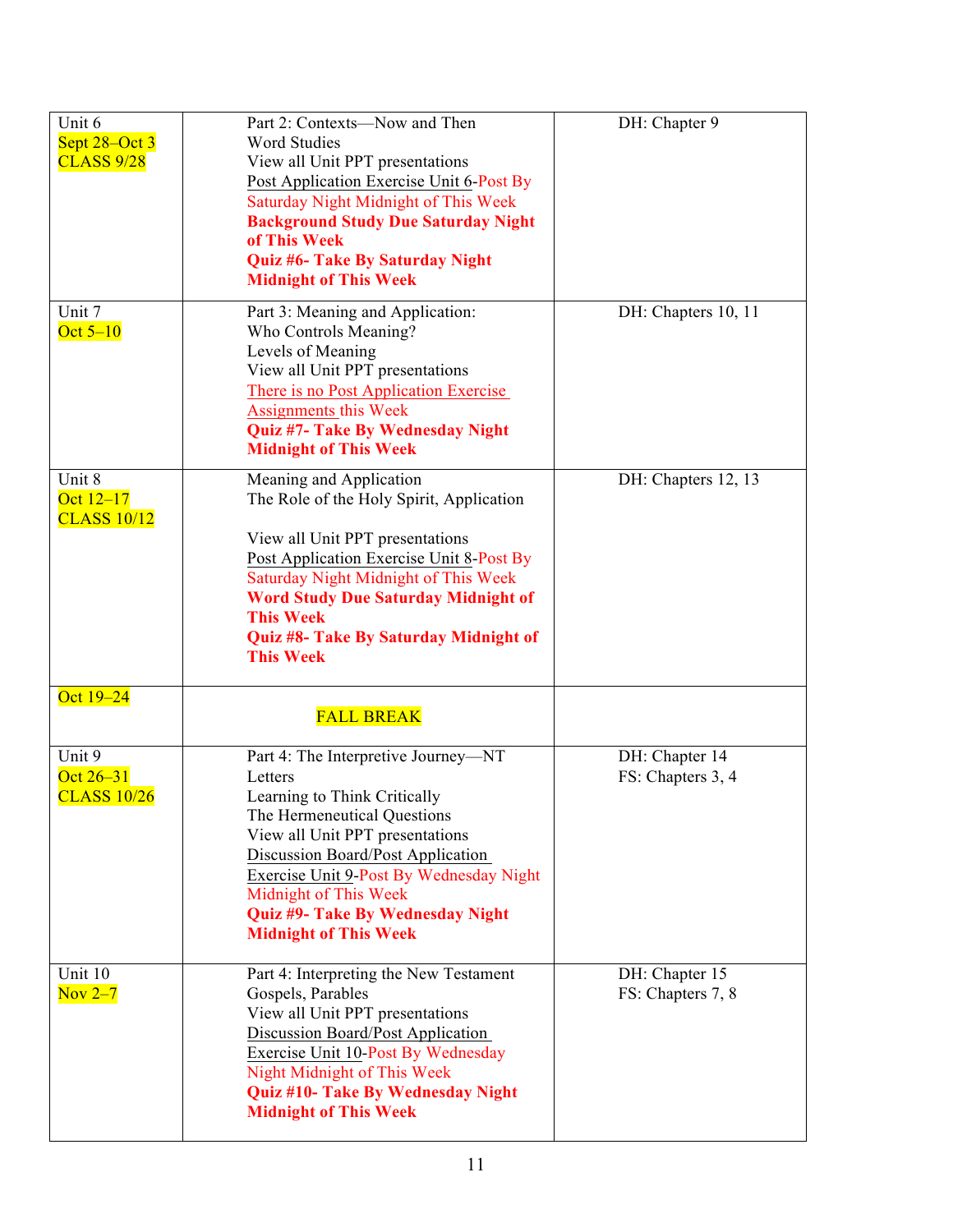| Unit | Topics/Assignments | Readings |
| --- | --- | --- |
| Unit 6<br>Sept 28–Oct 3<br>CLASS 9/28 | Part 2: Contexts—Now and Then<br>Word Studies<br>View all Unit PPT presentations<br>Post Application Exercise Unit 6-Post By Saturday Night Midnight of This Week<br>**Background Study Due Saturday Night of This Week**<br>**Quiz #6- Take By Saturday Night Midnight of This Week** | DH: Chapter 9 |
| Unit 7<br>Oct 5–10 | Part 3: Meaning and Application:<br>Who Controls Meaning?<br>Levels of Meaning<br>View all Unit PPT presentations<br>There is no Post Application Exercise Assignments this Week<br>**Quiz #7- Take By Wednesday Night Midnight of This Week** | DH: Chapters 10, 11 |
| Unit 8<br>Oct 12–17<br>CLASS 10/12 | Meaning and Application<br>The Role of the Holy Spirit, Application<br><br>View all Unit PPT presentations<br>Post Application Exercise Unit 8-Post By Saturday Night Midnight of This Week<br>**Word Study Due Saturday Midnight of This Week**<br>**Quiz #8- Take By Saturday Midnight of This Week** | DH: Chapters 12, 13 |
| Oct 19–24 | FALL BREAK | |
| Unit 9<br>Oct 26–31<br>CLASS 10/26 | Part 4: The Interpretive Journey—NT Letters<br>Learning to Think Critically<br>The Hermeneutical Questions<br>View all Unit PPT presentations<br>Discussion Board/Post Application Exercise Unit 9-Post By Wednesday Night Midnight of This Week<br>**Quiz #9- Take By Wednesday Night Midnight of This Week** | DH: Chapter 14<br>FS: Chapters 3, 4 |
| Unit 10<br>Nov 2–7 | Part 4: Interpreting the New Testament<br>Gospels, Parables<br>View all Unit PPT presentations<br>Discussion Board/Post Application Exercise Unit 10-Post By Wednesday Night Midnight of This Week<br>**Quiz #10- Take By Wednesday Night Midnight of This Week** | DH: Chapter 15<br>FS: Chapters 7, 8 |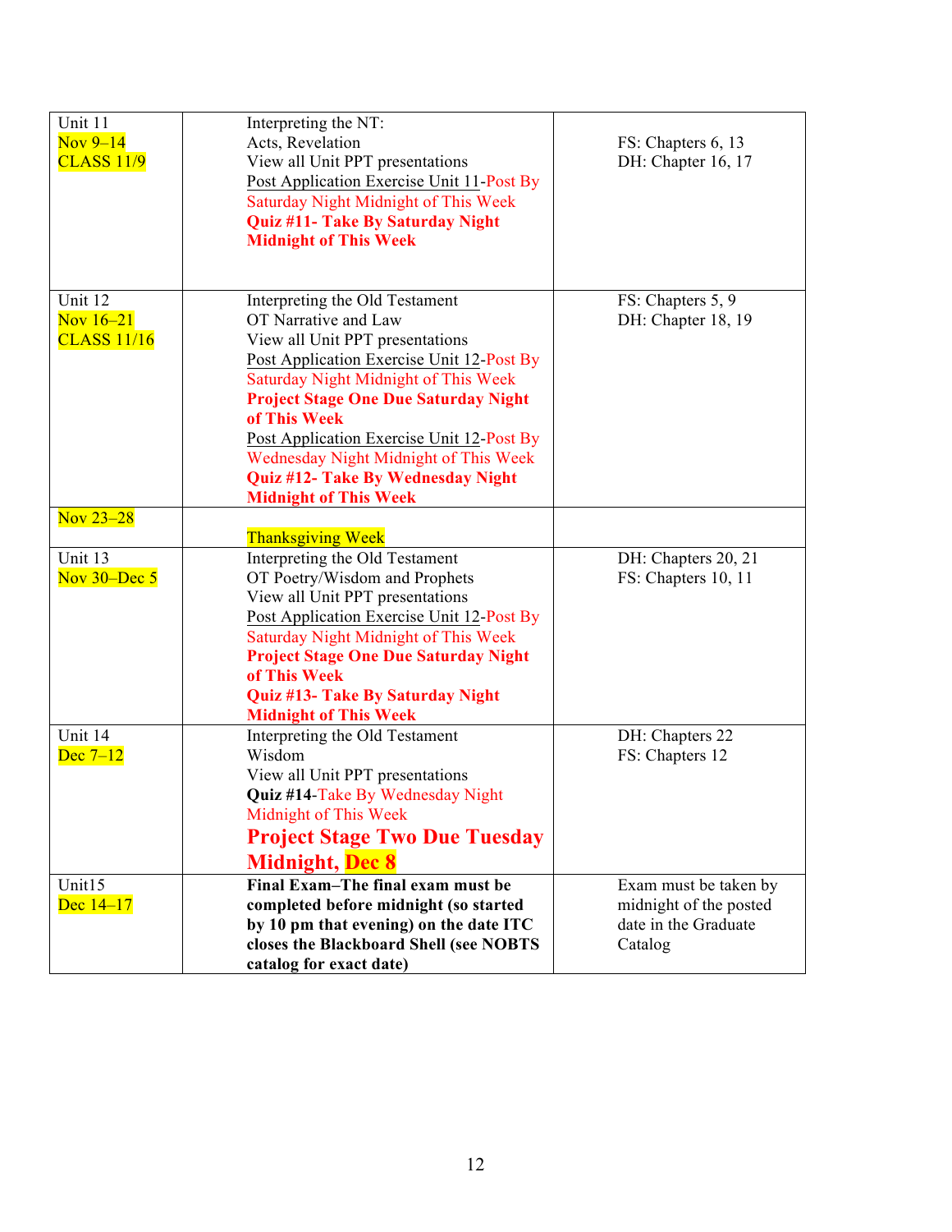| | | |
|---|---|---|
| Unit 11<br>Nov 9–14<br>CLASS 11/9 | Interpreting the NT:<br>Acts, Revelation<br>View all Unit PPT presentations<br>Post Application Exercise Unit 11-Post By Saturday Night Midnight of This Week<br>**Quiz #11- Take By Saturday Night Midnight of This Week** | FS: Chapters 6, 13<br>DH: Chapter 16, 17 |
| Unit 12<br>Nov 16–21<br>CLASS 11/16 | Interpreting the Old Testament<br>OT Narrative and Law<br>View all Unit PPT presentations<br>Post Application Exercise Unit 12-Post By Saturday Night Midnight of This Week<br>**Project Stage One Due Saturday Night of This Week**<br>Post Application Exercise Unit 12-Post By Wednesday Night Midnight of This Week<br>**Quiz #12- Take By Wednesday Night Midnight of This Week** | FS: Chapters 5, 9<br>DH: Chapter 18, 19 |
| Nov 23–28 | Thanksgiving Week | |
| Unit 13<br>Nov 30–Dec 5 | Interpreting the Old Testament<br>OT Poetry/Wisdom and Prophets<br>View all Unit PPT presentations<br>Post Application Exercise Unit 12-Post By Saturday Night Midnight of This Week<br>**Project Stage One Due Saturday Night of This Week**<br>**Quiz #13- Take By Saturday Night Midnight of This Week** | DH: Chapters 20, 21<br>FS: Chapters 10, 11 |
| Unit 14<br>Dec 7–12 | Interpreting the Old Testament<br>Wisdom<br>View all Unit PPT presentations<br>**Quiz #14**-Take By Wednesday Night Midnight of This Week<br>**Project Stage Two Due Tuesday Midnight, Dec 8** | DH: Chapters 22<br>FS: Chapters 12 |
| Unit15<br>Dec 14–17 | **Final Exam–The final exam must be completed before midnight (so started by 10 pm that evening) on the date ITC closes the Blackboard Shell (see NOBTS catalog for exact date)** | Exam must be taken by midnight of the posted date in the Graduate Catalog |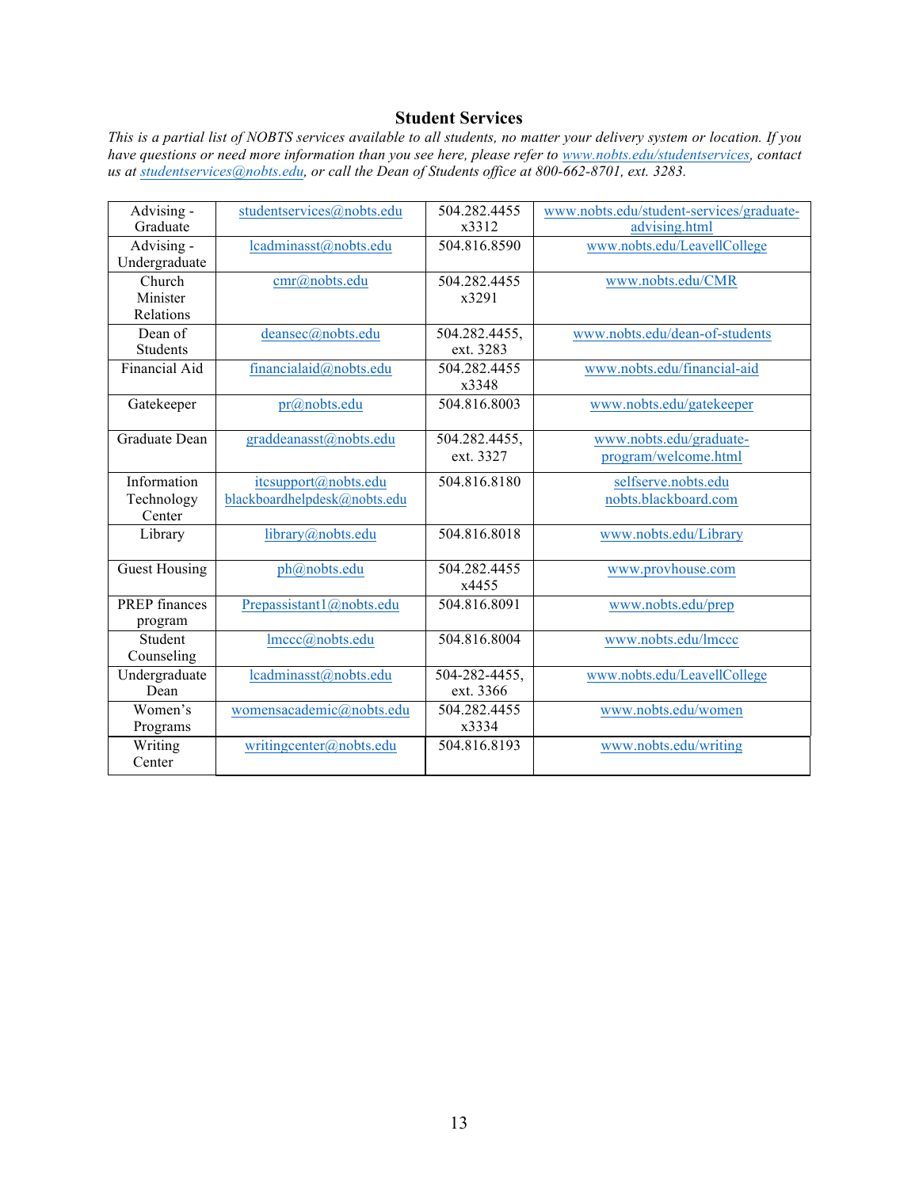## Student Services

*This is a partial list of NOBTS services available to all students, no matter your delivery system or location. If you have questions or need more information than you see here, please refer to www.nobts.edu/studentservices, contact us at studentservices@nobts.edu, or call the Dean of Students office at 800-662-8701, ext. 3283.*

| | | | |
|---|---|---|---|
| Advising - Graduate | studentservices@nobts.edu | 504.282.4455 x3312 | www.nobts.edu/student-services/graduate-advising.html |
| Advising - Undergraduate | lcadminasst@nobts.edu | 504.816.8590 | www.nobts.edu/LeavellCollege |
| Church Minister Relations | cmr@nobts.edu | 504.282.4455 x3291 | www.nobts.edu/CMR |
| Dean of Students | deansec@nobts.edu | 504.282.4455, ext. 3283 | www.nobts.edu/dean-of-students |
| Financial Aid | financialaid@nobts.edu | 504.282.4455 x3348 | www.nobts.edu/financial-aid |
| Gatekeeper | pr@nobts.edu | 504.816.8003 | www.nobts.edu/gatekeeper |
| Graduate Dean | graddeanasst@nobts.edu | 504.282.4455, ext. 3327 | www.nobts.edu/graduate-program/welcome.html |
| Information Technology Center | itcsupport@nobts.edu<br>blackboardhelpdesk@nobts.edu | 504.816.8180 | selfserve.nobts.edu<br>nobts.blackboard.com |
| Library | library@nobts.edu | 504.816.8018 | www.nobts.edu/Library |
| Guest Housing | ph@nobts.edu | 504.282.4455 x4455 | www.provhouse.com |
| PREP finances program | Prepassistant1@nobts.edu | 504.816.8091 | www.nobts.edu/prep |
| Student Counseling | lmccc@nobts.edu | 504.816.8004 | www.nobts.edu/lmccc |
| Undergraduate Dean | lcadminasst@nobts.edu | 504-282-4455, ext. 3366 | www.nobts.edu/LeavellCollege |
| Women's Programs | womensacademic@nobts.edu | 504.282.4455 x3334 | www.nobts.edu/women |
| Writing Center | writingcenter@nobts.edu | 504.816.8193 | www.nobts.edu/writing |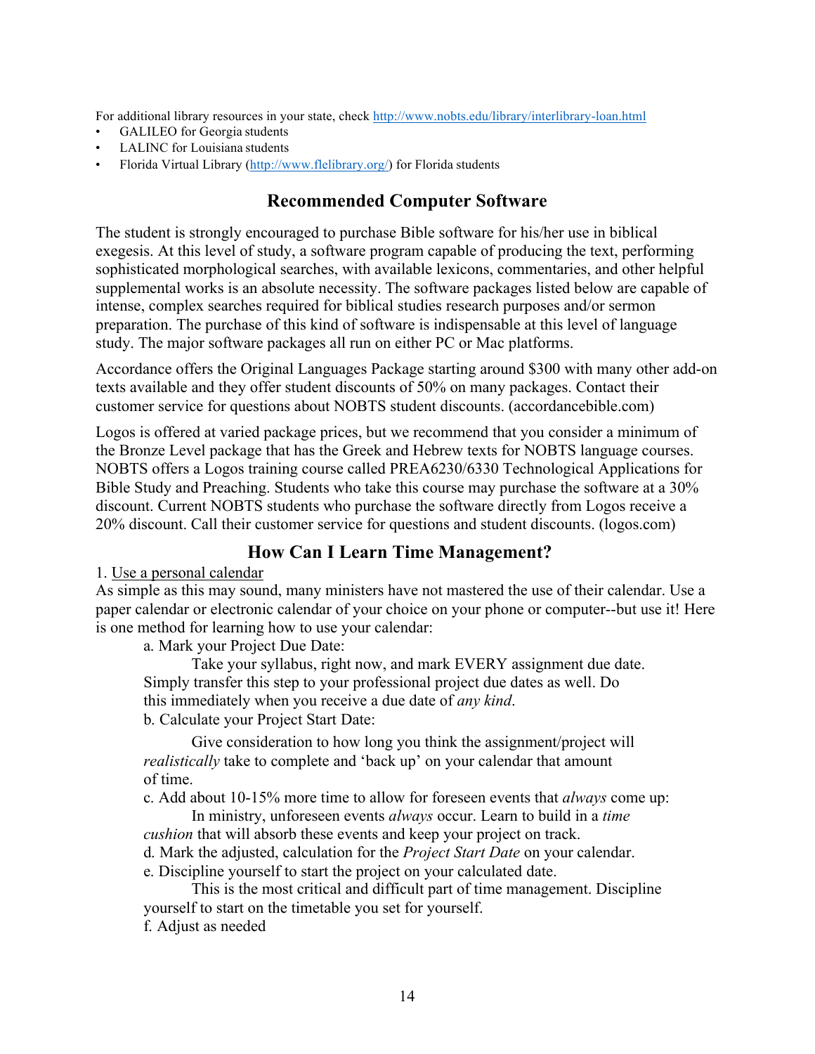For additional library resources in your state, check http://www.nobts.edu/library/interlibrary-loan.html

- GALILEO for Georgia students
- LALINC for Louisiana students
- Florida Virtual Library (http://www.flelibrary.org/) for Florida students

## Recommended Computer Software

The student is strongly encouraged to purchase Bible software for his/her use in biblical exegesis. At this level of study, a software program capable of producing the text, performing sophisticated morphological searches, with available lexicons, commentaries, and other helpful supplemental works is an absolute necessity. The software packages listed below are capable of intense, complex searches required for biblical studies research purposes and/or sermon preparation. The purchase of this kind of software is indispensable at this level of language study. The major software packages all run on either PC or Mac platforms.

Accordance offers the Original Languages Package starting around $300 with many other add-on texts available and they offer student discounts of 50% on many packages. Contact their customer service for questions about NOBTS student discounts. (accordancebible.com)

Logos is offered at varied package prices, but we recommend that you consider a minimum of the Bronze Level package that has the Greek and Hebrew texts for NOBTS language courses. NOBTS offers a Logos training course called PREA6230/6330 Technological Applications for Bible Study and Preaching. Students who take this course may purchase the software at a 30% discount. Current NOBTS students who purchase the software directly from Logos receive a 20% discount. Call their customer service for questions and student discounts. (logos.com)

## How Can I Learn Time Management?

1. Use a personal calendar

As simple as this may sound, many ministers have not mastered the use of their calendar. Use a paper calendar or electronic calendar of your choice on your phone or computer--but use it! Here is one method for learning how to use your calendar:

a. Mark your Project Due Date:

Take your syllabus, right now, and mark EVERY assignment due date. Simply transfer this step to your professional project due dates as well. Do this immediately when you receive a due date of *any kind*.

b. Calculate your Project Start Date:

Give consideration to how long you think the assignment/project will *realistically* take to complete and 'back up' on your calendar that amount of time.

c. Add about 10-15% more time to allow for foreseen events that *always* come up:

In ministry, unforeseen events *always* occur. Learn to build in a *time cushion* that will absorb these events and keep your project on track.

d. Mark the adjusted, calculation for the *Project Start Date* on your calendar.

e. Discipline yourself to start the project on your calculated date.

This is the most critical and difficult part of time management. Discipline yourself to start on the timetable you set for yourself.

f. Adjust as needed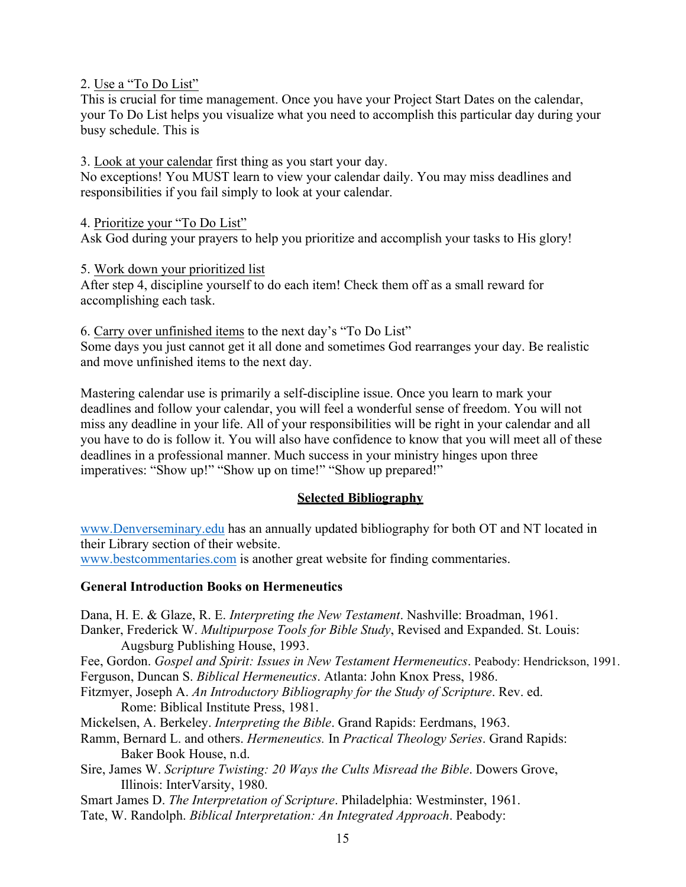2. Use a "To Do List"
This is crucial for time management. Once you have your Project Start Dates on the calendar, your To Do List helps you visualize what you need to accomplish this particular day during your busy schedule. This is

3. Look at your calendar first thing as you start your day.
No exceptions! You MUST learn to view your calendar daily. You may miss deadlines and responsibilities if you fail simply to look at your calendar.

4. Prioritize your "To Do List"
Ask God during your prayers to help you prioritize and accomplish your tasks to His glory!

5. Work down your prioritized list
After step 4, discipline yourself to do each item! Check them off as a small reward for accomplishing each task.

6. Carry over unfinished items to the next day's "To Do List"
Some days you just cannot get it all done and sometimes God rearranges your day. Be realistic and move unfinished items to the next day.

Mastering calendar use is primarily a self-discipline issue. Once you learn to mark your deadlines and follow your calendar, you will feel a wonderful sense of freedom. You will not miss any deadline in your life. All of your responsibilities will be right in your calendar and all you have to do is follow it. You will also have confidence to know that you will meet all of these deadlines in a professional manner. Much success in your ministry hinges upon three imperatives: "Show up!" "Show up on time!" "Show up prepared!"

## Selected Bibliography

www.Denverseminary.edu has an annually updated bibliography for both OT and NT located in their Library section of their website.
www.bestcommentaries.com is another great website for finding commentaries.

### General Introduction Books on Hermeneutics

Dana, H. E. & Glaze, R. E. *Interpreting the New Testament*. Nashville: Broadman, 1961.

Danker, Frederick W. *Multipurpose Tools for Bible Study*, Revised and Expanded. St. Louis: Augsburg Publishing House, 1993.

Fee, Gordon. *Gospel and Spirit: Issues in New Testament Hermeneutics*. Peabody: Hendrickson, 1991.

Ferguson, Duncan S. *Biblical Hermeneutics*. Atlanta: John Knox Press, 1986.

Fitzmyer, Joseph A. *An Introductory Bibliography for the Study of Scripture*. Rev. ed. Rome: Biblical Institute Press, 1981.

Mickelsen, A. Berkeley. *Interpreting the Bible*. Grand Rapids: Eerdmans, 1963.

Ramm, Bernard L. and others. *Hermeneutics.* In *Practical Theology Series*. Grand Rapids: Baker Book House, n.d.

Sire, James W. *Scripture Twisting: 20 Ways the Cults Misread the Bible*. Dowers Grove, Illinois: InterVarsity, 1980.

Smart James D. *The Interpretation of Scripture*. Philadelphia: Westminster, 1961.

Tate, W. Randolph. *Biblical Interpretation: An Integrated Approach*. Peabody: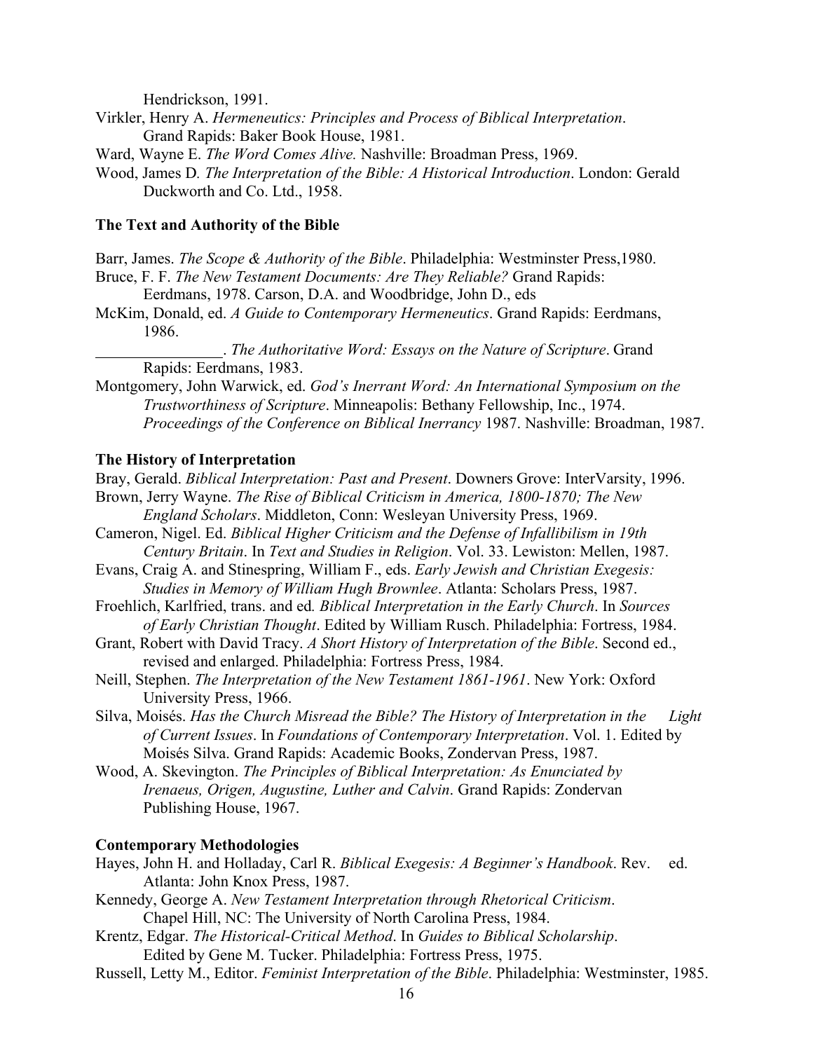Hendrickson, 1991.

Virkler, Henry A. *Hermeneutics: Principles and Process of Biblical Interpretation*. Grand Rapids: Baker Book House, 1981.

Ward, Wayne E. *The Word Comes Alive.* Nashville: Broadman Press, 1969.

Wood, James D. *The Interpretation of the Bible: A Historical Introduction*. London: Gerald Duckworth and Co. Ltd., 1958.

**The Text and Authority of the Bible**

Barr, James. *The Scope & Authority of the Bible*. Philadelphia: Westminster Press,1980.

Bruce, F. F. *The New Testament Documents: Are They Reliable?* Grand Rapids: Eerdmans, 1978. Carson, D.A. and Woodbridge, John D., eds

McKim, Donald, ed. *A Guide to Contemporary Hermeneutics*. Grand Rapids: Eerdmans, 1986.

\_\_\_\_\_\_\_\_\_\_\_\_\_\_\_\_. *The Authoritative Word: Essays on the Nature of Scripture*. Grand Rapids: Eerdmans, 1983.

Montgomery, John Warwick, ed. *God's Inerrant Word: An International Symposium on the Trustworthiness of Scripture*. Minneapolis: Bethany Fellowship, Inc., 1974. *Proceedings of the Conference on Biblical Inerrancy* 1987. Nashville: Broadman, 1987.

**The History of Interpretation**

Bray, Gerald. *Biblical Interpretation: Past and Present*. Downers Grove: InterVarsity, 1996.

Brown, Jerry Wayne. *The Rise of Biblical Criticism in America, 1800-1870; The New England Scholars*. Middleton, Conn: Wesleyan University Press, 1969.

Cameron, Nigel. Ed. *Biblical Higher Criticism and the Defense of Infallibilism in 19th Century Britain*. In *Text and Studies in Religion*. Vol. 33. Lewiston: Mellen, 1987.

Evans, Craig A. and Stinespring, William F., eds. *Early Jewish and Christian Exegesis: Studies in Memory of William Hugh Brownlee*. Atlanta: Scholars Press, 1987.

Froehlich, Karlfried, trans. and ed. *Biblical Interpretation in the Early Church*. In *Sources of Early Christian Thought*. Edited by William Rusch. Philadelphia: Fortress, 1984.

Grant, Robert with David Tracy. *A Short History of Interpretation of the Bible*. Second ed., revised and enlarged. Philadelphia: Fortress Press, 1984.

Neill, Stephen. *The Interpretation of the New Testament 1861-1961*. New York: Oxford University Press, 1966.

Silva, Moisés. *Has the Church Misread the Bible? The History of Interpretation in the Light of Current Issues*. In *Foundations of Contemporary Interpretation*. Vol. 1. Edited by Moisés Silva. Grand Rapids: Academic Books, Zondervan Press, 1987.

Wood, A. Skevington. *The Principles of Biblical Interpretation: As Enunciated by Irenaeus, Origen, Augustine, Luther and Calvin*. Grand Rapids: Zondervan Publishing House, 1967.

**Contemporary Methodologies**

Hayes, John H. and Holladay, Carl R. *Biblical Exegesis: A Beginner's Handbook*. Rev. ed. Atlanta: John Knox Press, 1987.

Kennedy, George A. *New Testament Interpretation through Rhetorical Criticism*. Chapel Hill, NC: The University of North Carolina Press, 1984.

Krentz, Edgar. *The Historical-Critical Method*. In *Guides to Biblical Scholarship*. Edited by Gene M. Tucker. Philadelphia: Fortress Press, 1975.

Russell, Letty M., Editor. *Feminist Interpretation of the Bible*. Philadelphia: Westminster, 1985.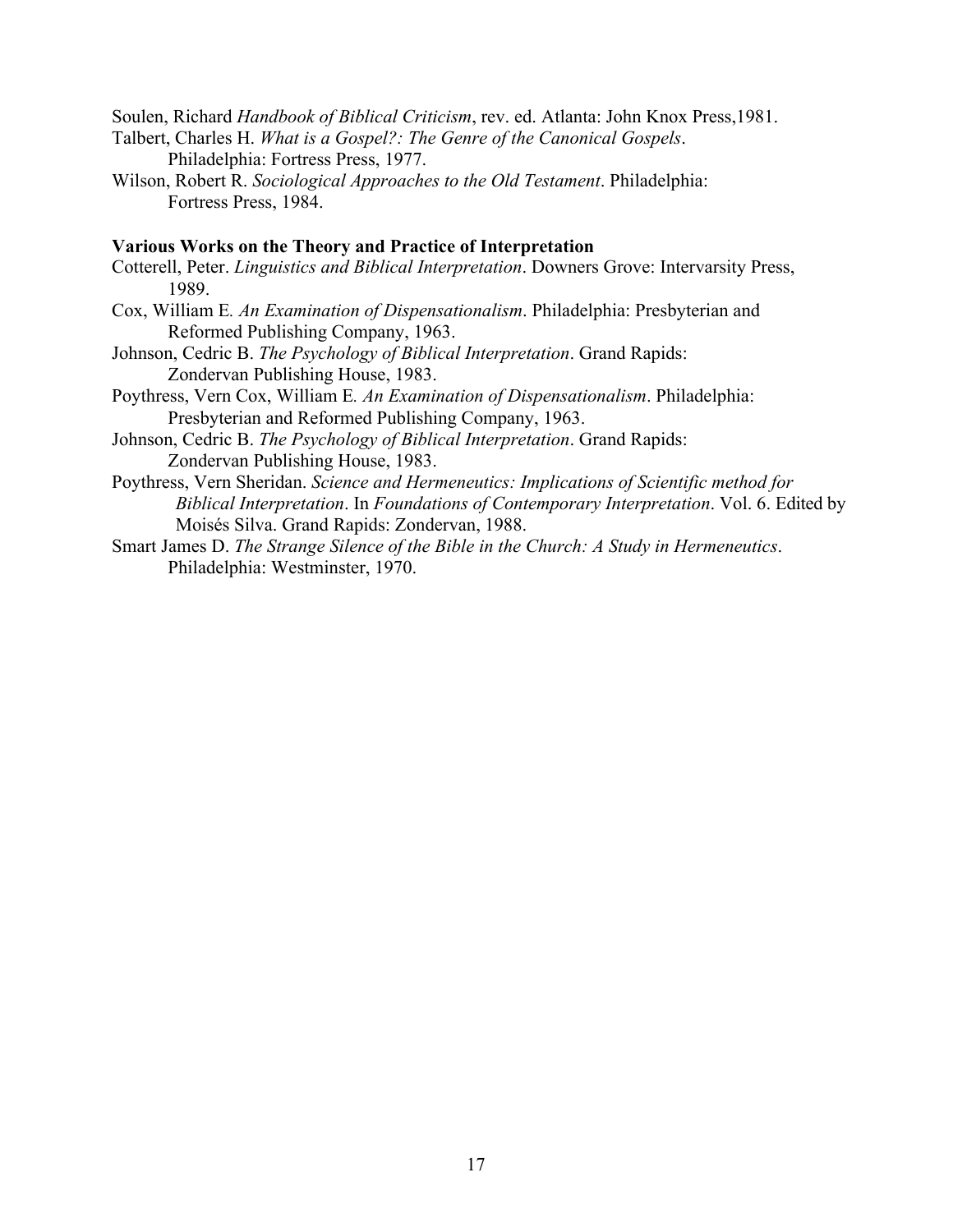Soulen, Richard *Handbook of Biblical Criticism*, rev. ed. Atlanta: John Knox Press,1981.

Talbert, Charles H. *What is a Gospel?: The Genre of the Canonical Gospels*. Philadelphia: Fortress Press, 1977.

Wilson, Robert R. *Sociological Approaches to the Old Testament*. Philadelphia: Fortress Press, 1984.

**Various Works on the Theory and Practice of Interpretation**

Cotterell, Peter. *Linguistics and Biblical Interpretation*. Downers Grove: Intervarsity Press, 1989.

Cox, William E. *An Examination of Dispensationalism*. Philadelphia: Presbyterian and Reformed Publishing Company, 1963.

Johnson, Cedric B. *The Psychology of Biblical Interpretation*. Grand Rapids: Zondervan Publishing House, 1983.

Poythress, Vern Cox, William E. *An Examination of Dispensationalism*. Philadelphia: Presbyterian and Reformed Publishing Company, 1963.

Johnson, Cedric B. *The Psychology of Biblical Interpretation*. Grand Rapids: Zondervan Publishing House, 1983.

Poythress, Vern Sheridan. *Science and Hermeneutics: Implications of Scientific method for Biblical Interpretation*. In *Foundations of Contemporary Interpretation*. Vol. 6. Edited by Moisés Silva. Grand Rapids: Zondervan, 1988.

Smart James D. *The Strange Silence of the Bible in the Church: A Study in Hermeneutics*. Philadelphia: Westminster, 1970.